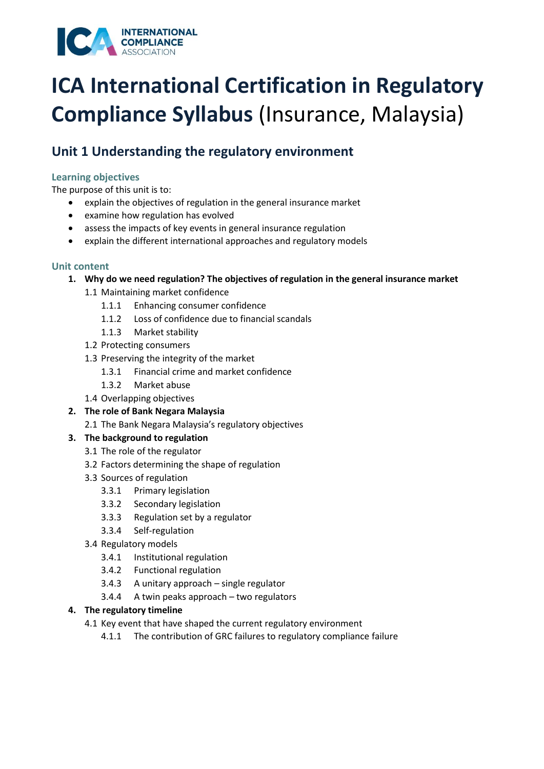# ICA International Certification in Regulatory Compliance Syllabus (Insurance, Malaysia)

## Unit 1 Understanding the regulatory environment

### Learning objectives

The purpose of this unit is to:

- explain the objectives of regulation in the general insurance market
- examine how regulation has evolved
- assess the impacts of key events in general insurance regulation
- explain the different international approaches and regulatory models

### Unit content

1. **Why do we need regulation? The objectives of regulation in the general insurance market**
   - 1.1 Maintaining market confidence
     - 1.1.1 Enhancing consumer confidence
     - 1.1.2 Loss of confidence due to financial scandals
     - 1.1.3 Market stability
   - 1.2 Protecting consumers
   - 1.3 Preserving the integrity of the market
     - 1.3.1 Financial crime and market confidence
     - 1.3.2 Market abuse
   - 1.4 Overlapping objectives
2. **The role of Bank Negara Malaysia**
   - 2.1 The Bank Negara Malaysia's regulatory objectives
3. **The background to regulation**
   - 3.1 The role of the regulator
   - 3.2 Factors determining the shape of regulation
   - 3.3 Sources of regulation
     - 3.3.1 Primary legislation
     - 3.3.2 Secondary legislation
     - 3.3.3 Regulation set by a regulator
     - 3.3.4 Self-regulation
   - 3.4 Regulatory models
     - 3.4.1 Institutional regulation
     - 3.4.2 Functional regulation
     - 3.4.3 A unitary approach – single regulator
     - 3.4.4 A twin peaks approach – two regulators
4. **The regulatory timeline**
   - 4.1 Key event that have shaped the current regulatory environment
     - 4.1.1 The contribution of GRC failures to regulatory compliance failure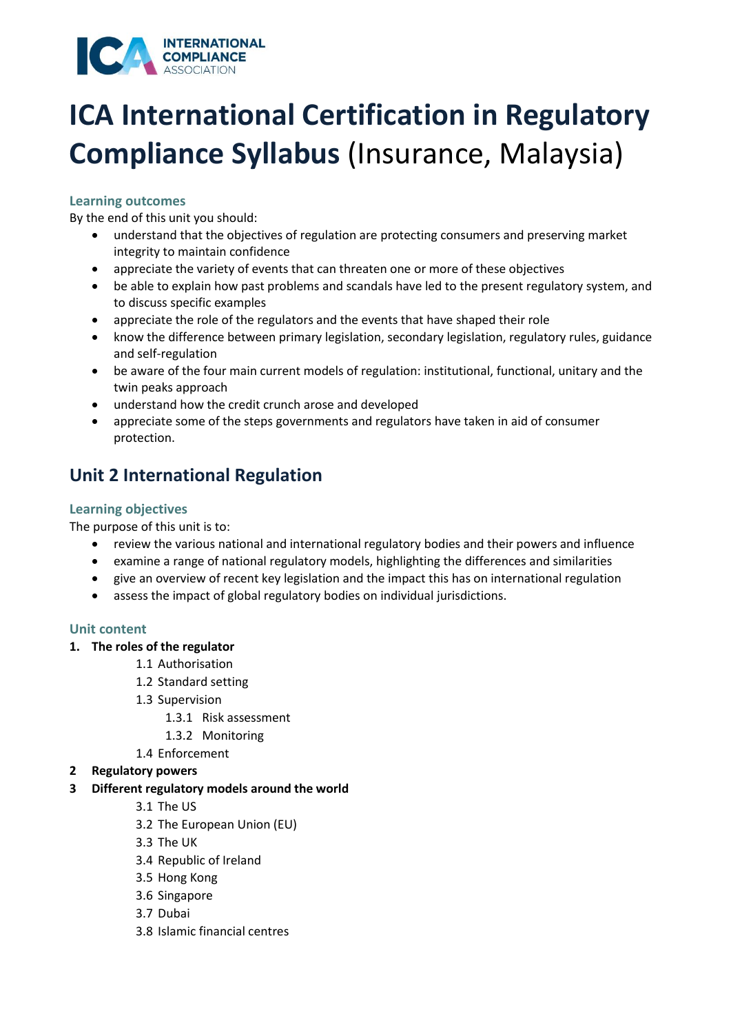# ICA International Certification in Regulatory Compliance Syllabus (Insurance, Malaysia)

### Learning outcomes

By the end of this unit you should:

- understand that the objectives of regulation are protecting consumers and preserving market integrity to maintain confidence
- appreciate the variety of events that can threaten one or more of these objectives
- be able to explain how past problems and scandals have led to the present regulatory system, and to discuss specific examples
- appreciate the role of the regulators and the events that have shaped their role
- know the difference between primary legislation, secondary legislation, regulatory rules, guidance and self-regulation
- be aware of the four main current models of regulation: institutional, functional, unitary and the twin peaks approach
- understand how the credit crunch arose and developed
- appreciate some of the steps governments and regulators have taken in aid of consumer protection.

## Unit 2 International Regulation

### Learning objectives

The purpose of this unit is to:

- review the various national and international regulatory bodies and their powers and influence
- examine a range of national regulatory models, highlighting the differences and similarities
- give an overview of recent key legislation and the impact this has on international regulation
- assess the impact of global regulatory bodies on individual jurisdictions.

### Unit content

1. **The roles of the regulator**
   - 1.1 Authorisation
   - 1.2 Standard setting
   - 1.3 Supervision
     - 1.3.1 Risk assessment
     - 1.3.2 Monitoring
   - 1.4 Enforcement
2. **Regulatory powers**
3. **Different regulatory models around the world**
   - 3.1 The US
   - 3.2 The European Union (EU)
   - 3.3 The UK
   - 3.4 Republic of Ireland
   - 3.5 Hong Kong
   - 3.6 Singapore
   - 3.7 Dubai
   - 3.8 Islamic financial centres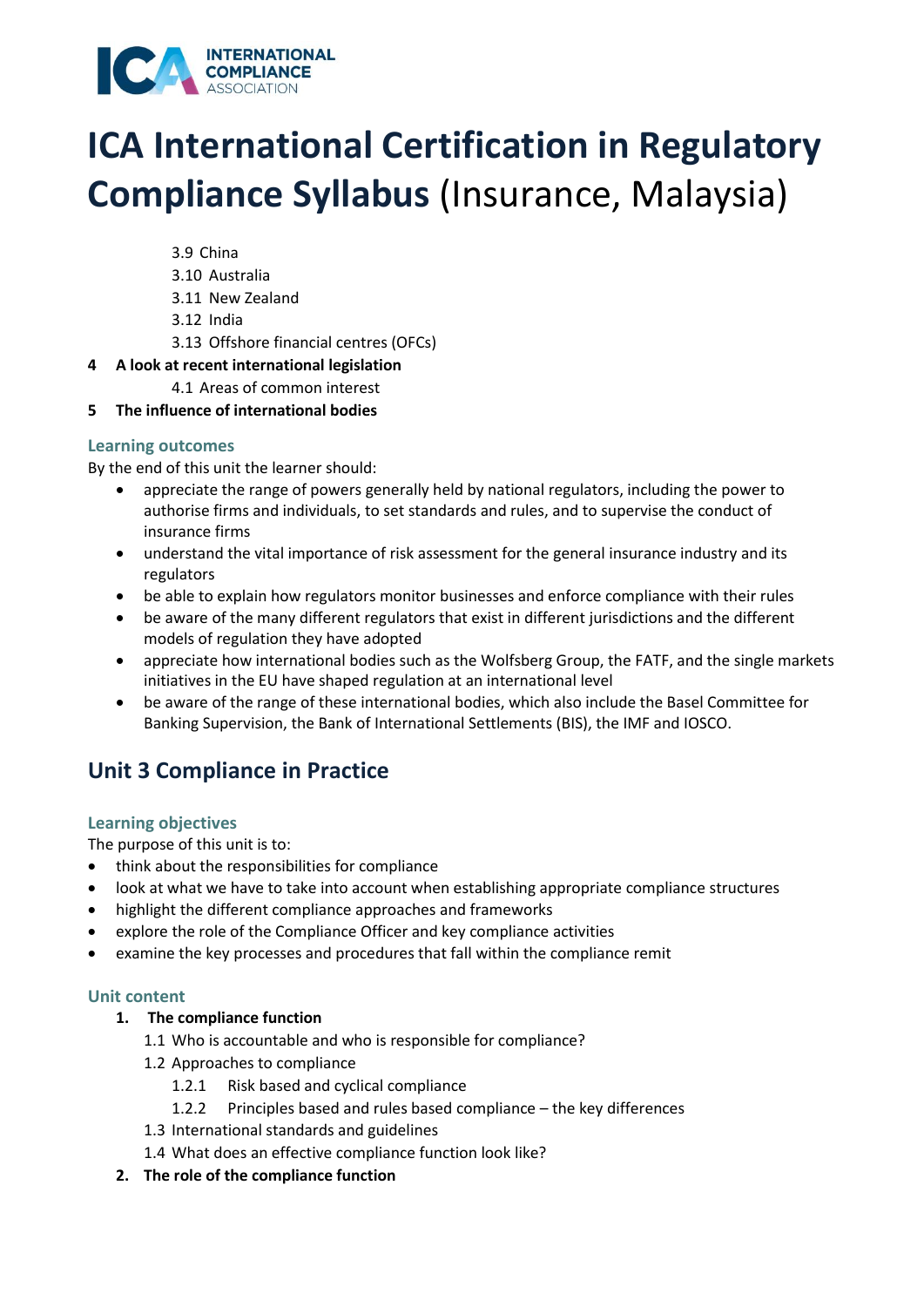# ICA International Certification in Regulatory Compliance Syllabus (Insurance, Malaysia)

- 3.9 China
- 3.10 Australia
- 3.11 New Zealand
- 3.12 India
- 3.13 Offshore financial centres (OFCs)

**4 A look at recent international legislation**

- 4.1 Areas of common interest

**5 The influence of international bodies**

### Learning outcomes

By the end of this unit the learner should:

- appreciate the range of powers generally held by national regulators, including the power to authorise firms and individuals, to set standards and rules, and to supervise the conduct of insurance firms
- understand the vital importance of risk assessment for the general insurance industry and its regulators
- be able to explain how regulators monitor businesses and enforce compliance with their rules
- be aware of the many different regulators that exist in different jurisdictions and the different models of regulation they have adopted
- appreciate how international bodies such as the Wolfsberg Group, the FATF, and the single markets initiatives in the EU have shaped regulation at an international level
- be aware of the range of these international bodies, which also include the Basel Committee for Banking Supervision, the Bank of International Settlements (BIS), the IMF and IOSCO.

## Unit 3 Compliance in Practice

### Learning objectives

The purpose of this unit is to:

- think about the responsibilities for compliance
- look at what we have to take into account when establishing appropriate compliance structures
- highlight the different compliance approaches and frameworks
- explore the role of the Compliance Officer and key compliance activities
- examine the key processes and procedures that fall within the compliance remit

### Unit content

**1. The compliance function**

- 1.1 Who is accountable and who is responsible for compliance?
- 1.2 Approaches to compliance
  - 1.2.1 Risk based and cyclical compliance
  - 1.2.2 Principles based and rules based compliance – the key differences
- 1.3 International standards and guidelines
- 1.4 What does an effective compliance function look like?

**2. The role of the compliance function**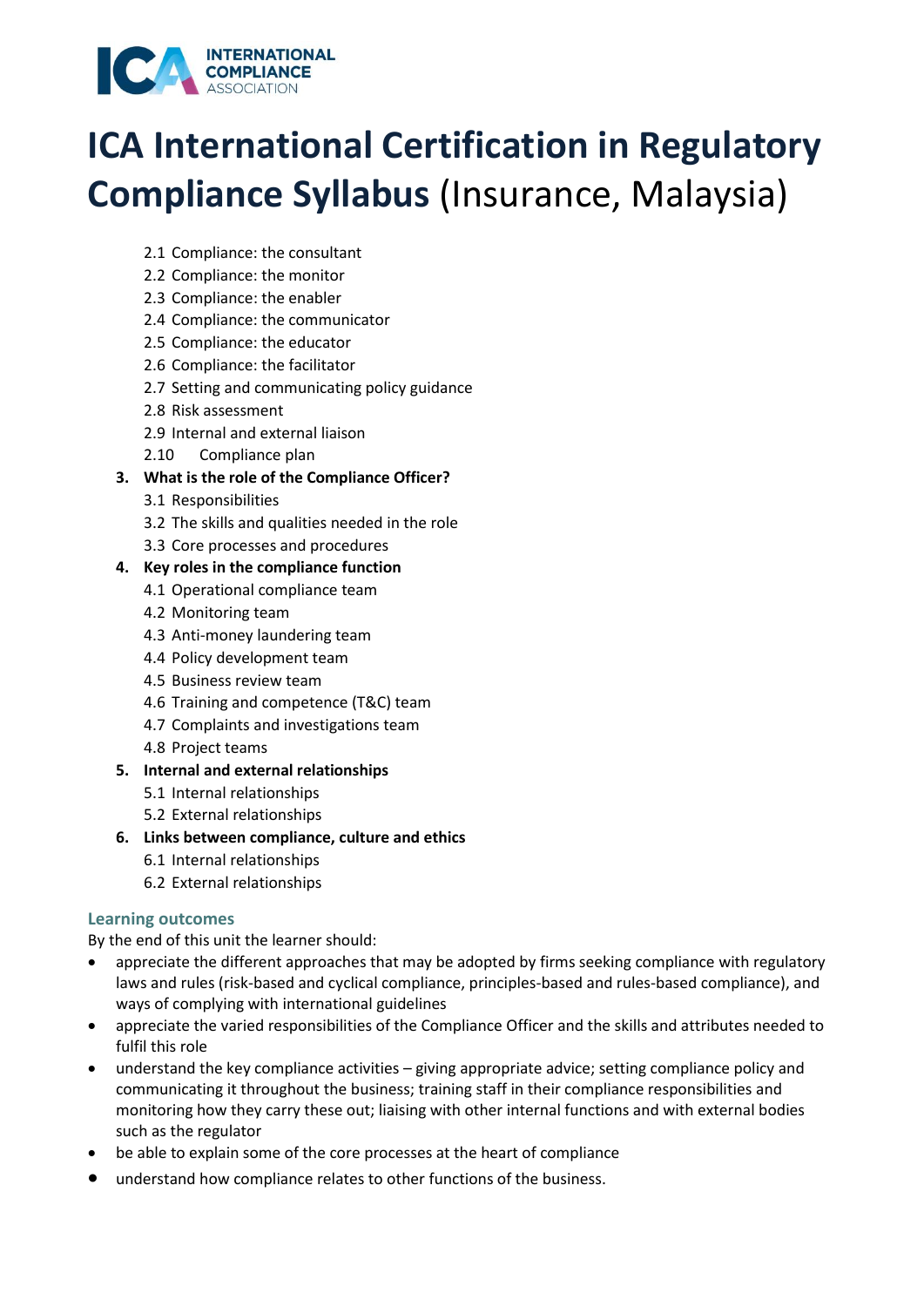# ICA International Certification in Regulatory Compliance Syllabus (Insurance, Malaysia)

- 2.1 Compliance: the consultant
- 2.2 Compliance: the monitor
- 2.3 Compliance: the enabler
- 2.4 Compliance: the communicator
- 2.5 Compliance: the educator
- 2.6 Compliance: the facilitator
- 2.7 Setting and communicating policy guidance
- 2.8 Risk assessment
- 2.9 Internal and external liaison
- 2.10 Compliance plan

3. **What is the role of the Compliance Officer?**
   - 3.1 Responsibilities
   - 3.2 The skills and qualities needed in the role
   - 3.3 Core processes and procedures
4. **Key roles in the compliance function**
   - 4.1 Operational compliance team
   - 4.2 Monitoring team
   - 4.3 Anti-money laundering team
   - 4.4 Policy development team
   - 4.5 Business review team
   - 4.6 Training and competence (T&C) team
   - 4.7 Complaints and investigations team
   - 4.8 Project teams
5. **Internal and external relationships**
   - 5.1 Internal relationships
   - 5.2 External relationships
6. **Links between compliance, culture and ethics**
   - 6.1 Internal relationships
   - 6.2 External relationships

### Learning outcomes

By the end of this unit the learner should:

- appreciate the different approaches that may be adopted by firms seeking compliance with regulatory laws and rules (risk-based and cyclical compliance, principles-based and rules-based compliance), and ways of complying with international guidelines
- appreciate the varied responsibilities of the Compliance Officer and the skills and attributes needed to fulfil this role
- understand the key compliance activities – giving appropriate advice; setting compliance policy and communicating it throughout the business; training staff in their compliance responsibilities and monitoring how they carry these out; liaising with other internal functions and with external bodies such as the regulator
- be able to explain some of the core processes at the heart of compliance
- understand how compliance relates to other functions of the business.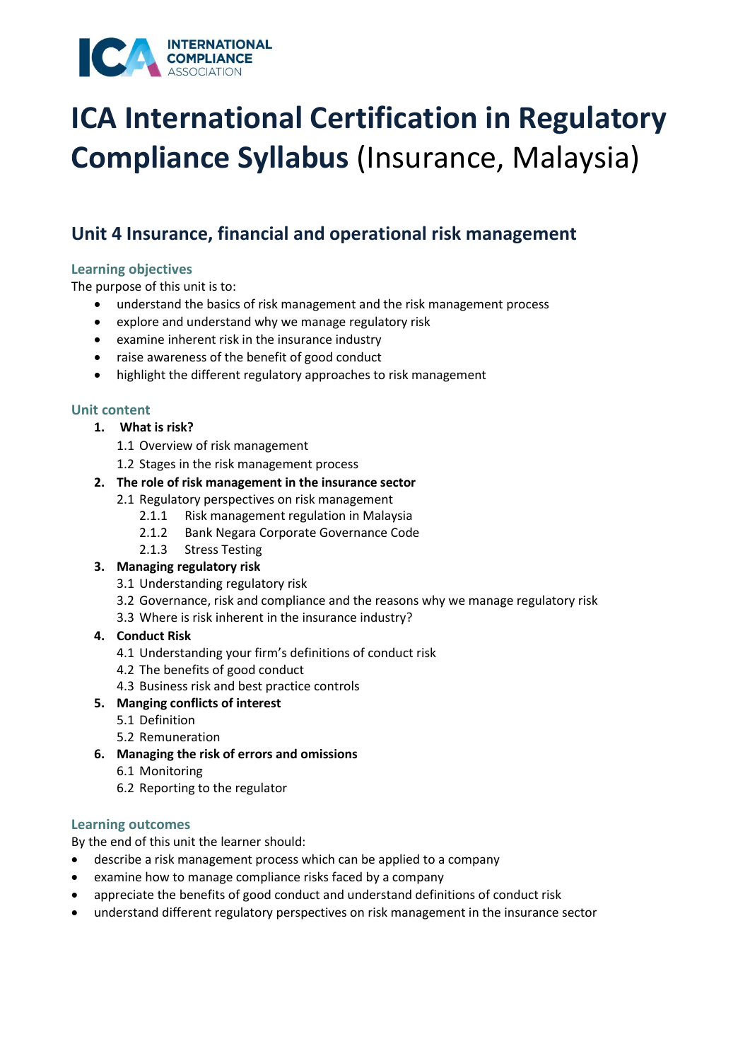# ICA International Certification in Regulatory Compliance Syllabus (Insurance, Malaysia)

## Unit 4 Insurance, financial and operational risk management

### Learning objectives

The purpose of this unit is to:

- understand the basics of risk management and the risk management process
- explore and understand why we manage regulatory risk
- examine inherent risk in the insurance industry
- raise awareness of the benefit of good conduct
- highlight the different regulatory approaches to risk management

### Unit content

1. **What is risk?**
   - 1.1 Overview of risk management
   - 1.2 Stages in the risk management process
2. **The role of risk management in the insurance sector**
   - 2.1 Regulatory perspectives on risk management
     - 2.1.1 Risk management regulation in Malaysia
     - 2.1.2 Bank Negara Corporate Governance Code
     - 2.1.3 Stress Testing
3. **Managing regulatory risk**
   - 3.1 Understanding regulatory risk
   - 3.2 Governance, risk and compliance and the reasons why we manage regulatory risk
   - 3.3 Where is risk inherent in the insurance industry?
4. **Conduct Risk**
   - 4.1 Understanding your firm's definitions of conduct risk
   - 4.2 The benefits of good conduct
   - 4.3 Business risk and best practice controls
5. **Manging conflicts of interest**
   - 5.1 Definition
   - 5.2 Remuneration
6. **Managing the risk of errors and omissions**
   - 6.1 Monitoring
   - 6.2 Reporting to the regulator

### Learning outcomes

By the end of this unit the learner should:

- describe a risk management process which can be applied to a company
- examine how to manage compliance risks faced by a company
- appreciate the benefits of good conduct and understand definitions of conduct risk
- understand different regulatory perspectives on risk management in the insurance sector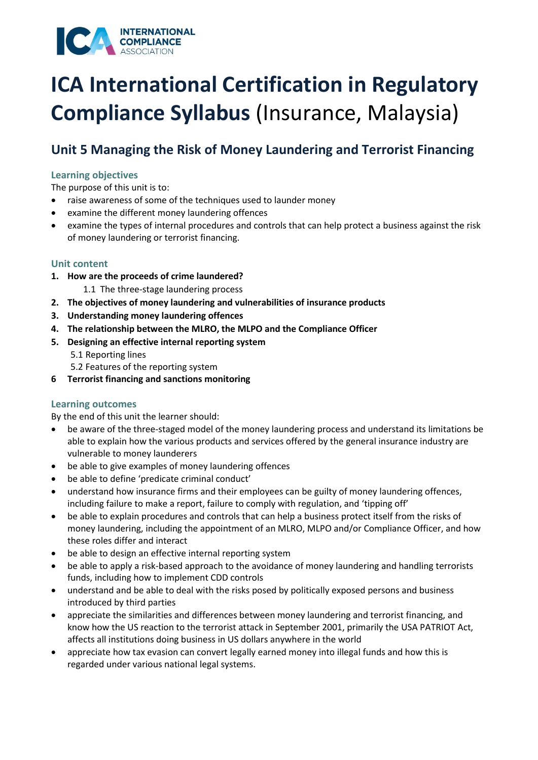# ICA International Certification in Regulatory Compliance Syllabus (Insurance, Malaysia)

## Unit 5 Managing the Risk of Money Laundering and Terrorist Financing

### Learning objectives

The purpose of this unit is to:

- raise awareness of some of the techniques used to launder money
- examine the different money laundering offences
- examine the types of internal procedures and controls that can help protect a business against the risk of money laundering or terrorist financing.

### Unit content

1. **How are the proceeds of crime laundered?**
   1.1 The three-stage laundering process
2. **The objectives of money laundering and vulnerabilities of insurance products**
3. **Understanding money laundering offences**
4. **The relationship between the MLRO, the MLPO and the Compliance Officer**
5. **Designing an effective internal reporting system**
   5.1 Reporting lines
   5.2 Features of the reporting system
6. **Terrorist financing and sanctions monitoring**

### Learning outcomes

By the end of this unit the learner should:

- be aware of the three-staged model of the money laundering process and understand its limitations be able to explain how the various products and services offered by the general insurance industry are vulnerable to money launderers
- be able to give examples of money laundering offences
- be able to define 'predicate criminal conduct'
- understand how insurance firms and their employees can be guilty of money laundering offences, including failure to make a report, failure to comply with regulation, and 'tipping off'
- be able to explain procedures and controls that can help a business protect itself from the risks of money laundering, including the appointment of an MLRO, MLPO and/or Compliance Officer, and how these roles differ and interact
- be able to design an effective internal reporting system
- be able to apply a risk-based approach to the avoidance of money laundering and handling terrorists funds, including how to implement CDD controls
- understand and be able to deal with the risks posed by politically exposed persons and business introduced by third parties
- appreciate the similarities and differences between money laundering and terrorist financing, and know how the US reaction to the terrorist attack in September 2001, primarily the USA PATRIOT Act, affects all institutions doing business in US dollars anywhere in the world
- appreciate how tax evasion can convert legally earned money into illegal funds and how this is regarded under various national legal systems.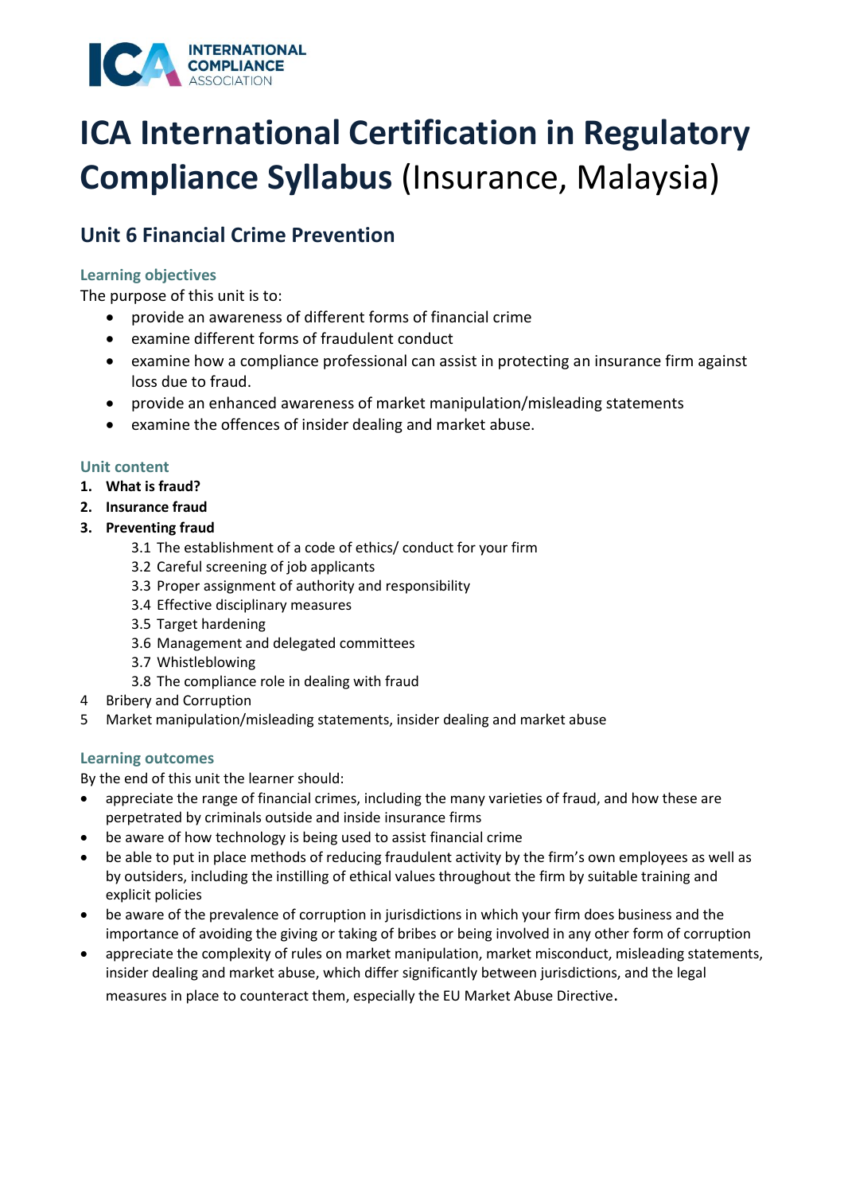# ICA International Certification in Regulatory Compliance Syllabus (Insurance, Malaysia)

## Unit 6 Financial Crime Prevention

### Learning objectives

The purpose of this unit is to:

- provide an awareness of different forms of financial crime
- examine different forms of fraudulent conduct
- examine how a compliance professional can assist in protecting an insurance firm against loss due to fraud.
- provide an enhanced awareness of market manipulation/misleading statements
- examine the offences of insider dealing and market abuse.

### Unit content

1. **What is fraud?**
2. **Insurance fraud**
3. **Preventing fraud**
   - 3.1 The establishment of a code of ethics/ conduct for your firm
   - 3.2 Careful screening of job applicants
   - 3.3 Proper assignment of authority and responsibility
   - 3.4 Effective disciplinary measures
   - 3.5 Target hardening
   - 3.6 Management and delegated committees
   - 3.7 Whistleblowing
   - 3.8 The compliance role in dealing with fraud
4. Bribery and Corruption
5. Market manipulation/misleading statements, insider dealing and market abuse

### Learning outcomes

By the end of this unit the learner should:

- appreciate the range of financial crimes, including the many varieties of fraud, and how these are perpetrated by criminals outside and inside insurance firms
- be aware of how technology is being used to assist financial crime
- be able to put in place methods of reducing fraudulent activity by the firm's own employees as well as by outsiders, including the instilling of ethical values throughout the firm by suitable training and explicit policies
- be aware of the prevalence of corruption in jurisdictions in which your firm does business and the importance of avoiding the giving or taking of bribes or being involved in any other form of corruption
- appreciate the complexity of rules on market manipulation, market misconduct, misleading statements, insider dealing and market abuse, which differ significantly between jurisdictions, and the legal measures in place to counteract them, especially the EU Market Abuse Directive.